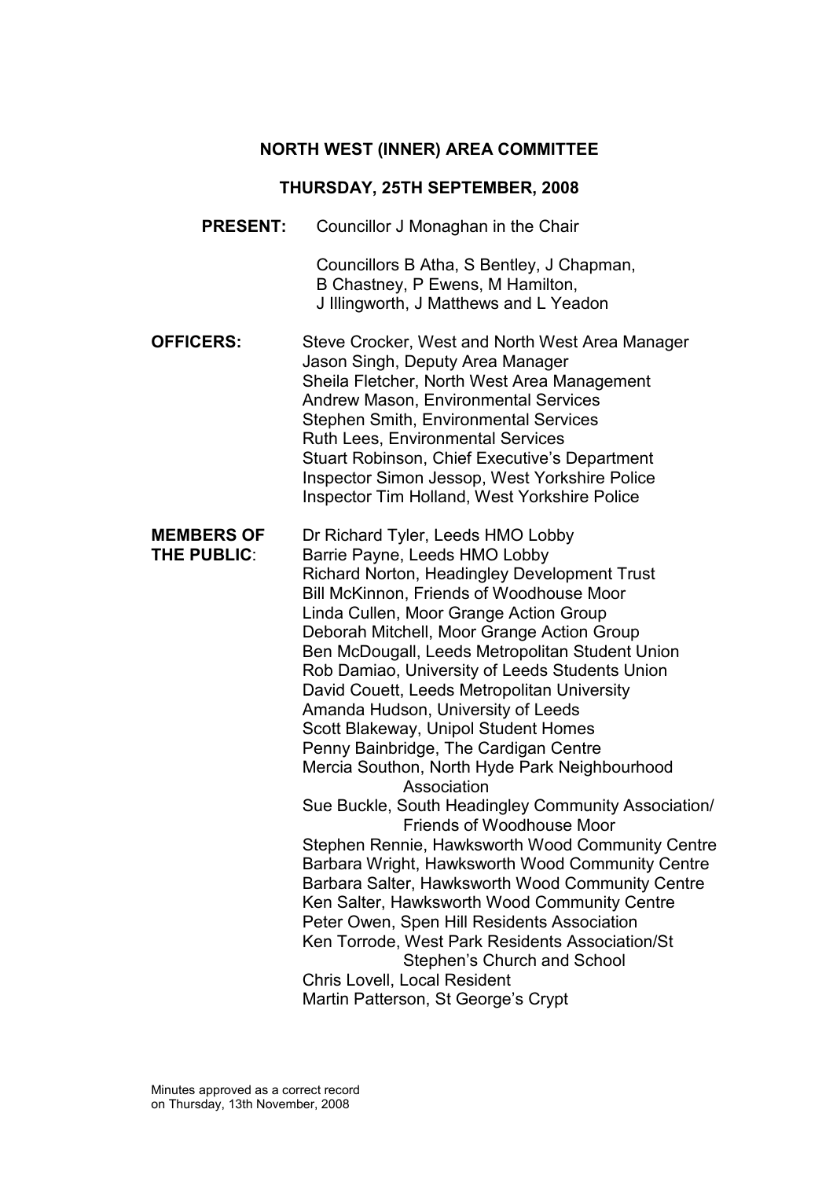# NORTH WEST (INNER) AREA COMMITTEE

## THURSDAY, 25TH SEPTEMBER, 2008

**PRESENT:** Councillor J Monaghan in the Chair

Councillors B Atha, S Bentley, J Chapman, B Chastney, P Ewens, M Hamilton, J Illingworth, J Matthews and L Yeadon

**OFFICERS:**
Steve Crocker, West and North West Area Manager
Jason Singh, Deputy Area Manager
Sheila Fletcher, North West Area Management
Andrew Mason, Environmental Services
Stephen Smith, Environmental Services
Ruth Lees, Environmental Services
Stuart Robinson, Chief Executive's Department
Inspector Simon Jessop, West Yorkshire Police
Inspector Tim Holland, West Yorkshire Police

**MEMBERS OF THE PUBLIC:**
Dr Richard Tyler, Leeds HMO Lobby
Barrie Payne, Leeds HMO Lobby
Richard Norton, Headingley Development Trust
Bill McKinnon, Friends of Woodhouse Moor
Linda Cullen, Moor Grange Action Group
Deborah Mitchell, Moor Grange Action Group
Ben McDougall, Leeds Metropolitan Student Union
Rob Damiao, University of Leeds Students Union
David Couett, Leeds Metropolitan University
Amanda Hudson, University of Leeds
Scott Blakeway, Unipol Student Homes
Penny Bainbridge, The Cardigan Centre
Mercia Southon, North Hyde Park Neighbourhood Association
Sue Buckle, South Headingley Community Association/ Friends of Woodhouse Moor
Stephen Rennie, Hawksworth Wood Community Centre
Barbara Wright, Hawksworth Wood Community Centre
Barbara Salter, Hawksworth Wood Community Centre
Ken Salter, Hawksworth Wood Community Centre
Peter Owen, Spen Hill Residents Association
Ken Torrode, West Park Residents Association/St Stephen's Church and School
Chris Lovell, Local Resident
Martin Patterson, St George's Crypt

Minutes approved as a correct record on Thursday, 13th November, 2008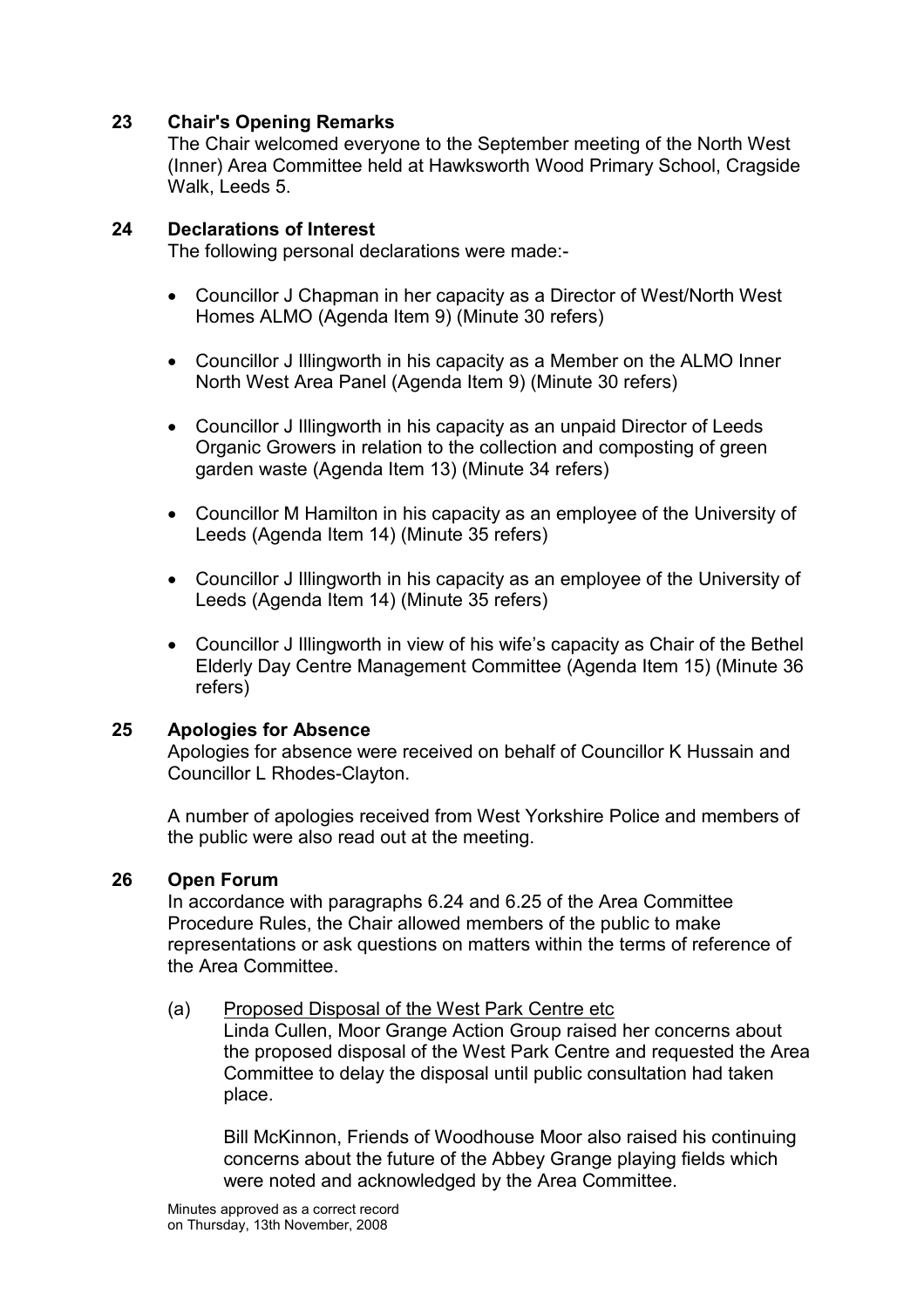## 23 Chair's Opening Remarks

The Chair welcomed everyone to the September meeting of the North West (Inner) Area Committee held at Hawksworth Wood Primary School, Cragside Walk, Leeds 5.

## 24 Declarations of Interest

The following personal declarations were made:-

- Councillor J Chapman in her capacity as a Director of West/North West Homes ALMO (Agenda Item 9) (Minute 30 refers)
- Councillor J Illingworth in his capacity as a Member on the ALMO Inner North West Area Panel (Agenda Item 9) (Minute 30 refers)
- Councillor J Illingworth in his capacity as an unpaid Director of Leeds Organic Growers in relation to the collection and composting of green garden waste (Agenda Item 13) (Minute 34 refers)
- Councillor M Hamilton in his capacity as an employee of the University of Leeds (Agenda Item 14) (Minute 35 refers)
- Councillor J Illingworth in his capacity as an employee of the University of Leeds (Agenda Item 14) (Minute 35 refers)
- Councillor J Illingworth in view of his wife's capacity as Chair of the Bethel Elderly Day Centre Management Committee (Agenda Item 15) (Minute 36 refers)

## 25 Apologies for Absence

Apologies for absence were received on behalf of Councillor K Hussain and Councillor L Rhodes-Clayton.

A number of apologies received from West Yorkshire Police and members of the public were also read out at the meeting.

## 26 Open Forum

In accordance with paragraphs 6.24 and 6.25 of the Area Committee Procedure Rules, the Chair allowed members of the public to make representations or ask questions on matters within the terms of reference of the Area Committee.

(a) Proposed Disposal of the West Park Centre etc

Linda Cullen, Moor Grange Action Group raised her concerns about the proposed disposal of the West Park Centre and requested the Area Committee to delay the disposal until public consultation had taken place.

Bill McKinnon, Friends of Woodhouse Moor also raised his continuing concerns about the future of the Abbey Grange playing fields which were noted and acknowledged by the Area Committee.

Minutes approved as a correct record on Thursday, 13th November, 2008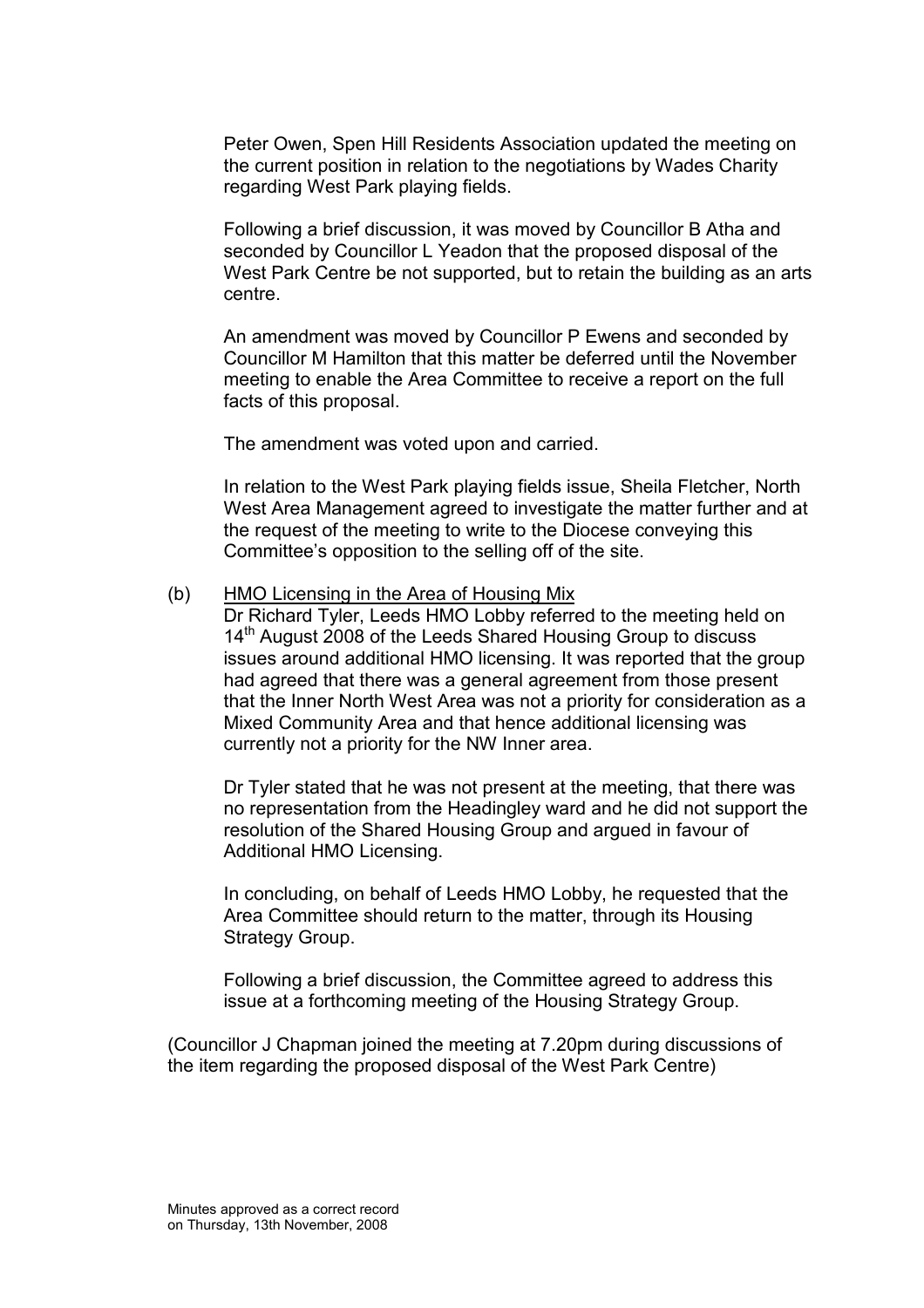Peter Owen, Spen Hill Residents Association updated the meeting on the current position in relation to the negotiations by Wades Charity regarding West Park playing fields.

Following a brief discussion, it was moved by Councillor B Atha and seconded by Councillor L Yeadon that the proposed disposal of the West Park Centre be not supported, but to retain the building as an arts centre.

An amendment was moved by Councillor P Ewens and seconded by Councillor M Hamilton that this matter be deferred until the November meeting to enable the Area Committee to receive a report on the full facts of this proposal.

The amendment was voted upon and carried.

In relation to the West Park playing fields issue, Sheila Fletcher, North West Area Management agreed to investigate the matter further and at the request of the meeting to write to the Diocese conveying this Committee's opposition to the selling off of the site.

(b) HMO Licensing in the Area of Housing Mix

Dr Richard Tyler, Leeds HMO Lobby referred to the meeting held on 14th August 2008 of the Leeds Shared Housing Group to discuss issues around additional HMO licensing. It was reported that the group had agreed that there was a general agreement from those present that the Inner North West Area was not a priority for consideration as a Mixed Community Area and that hence additional licensing was currently not a priority for the NW Inner area.

Dr Tyler stated that he was not present at the meeting, that there was no representation from the Headingley ward and he did not support the resolution of the Shared Housing Group and argued in favour of Additional HMO Licensing.

In concluding, on behalf of Leeds HMO Lobby, he requested that the Area Committee should return to the matter, through its Housing Strategy Group.

Following a brief discussion, the Committee agreed to address this issue at a forthcoming meeting of the Housing Strategy Group.

(Councillor J Chapman joined the meeting at 7.20pm during discussions of the item regarding the proposed disposal of the West Park Centre)

Minutes approved as a correct record on Thursday, 13th November, 2008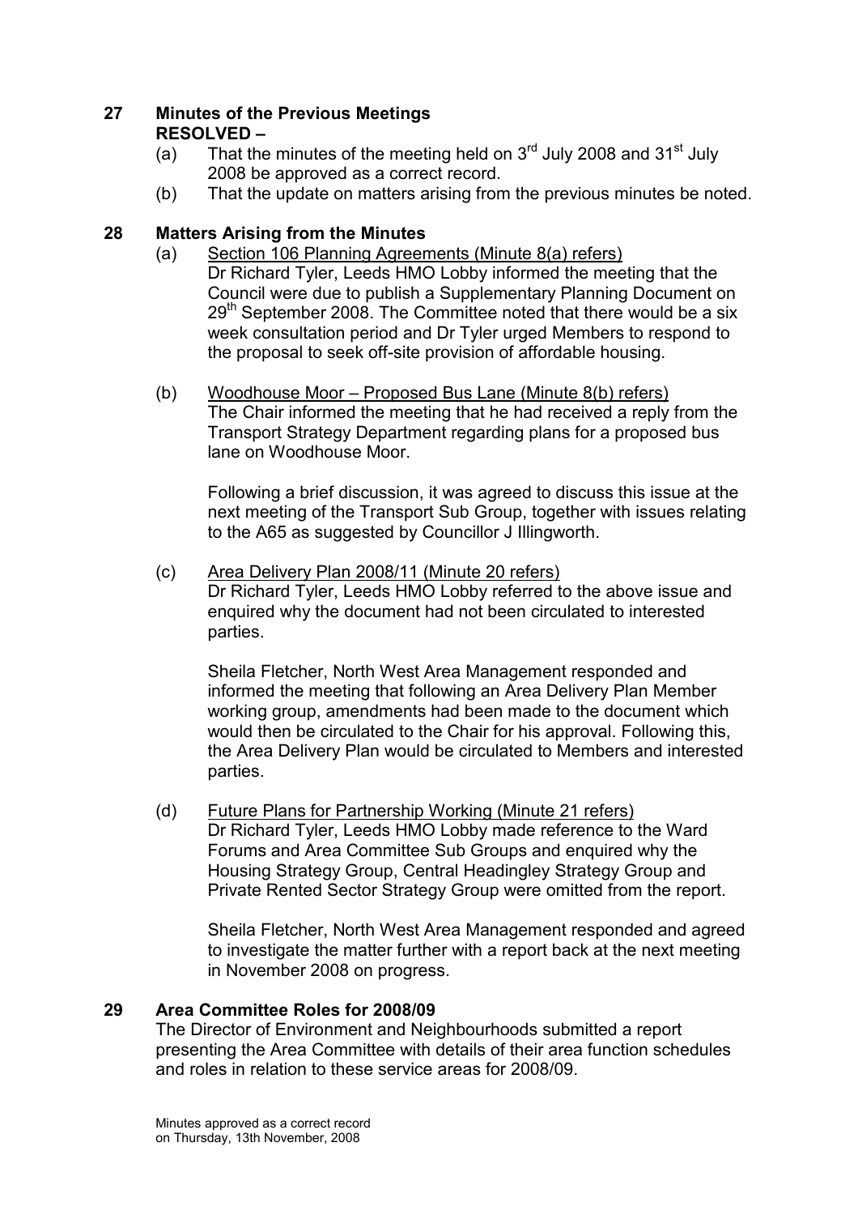## 27 Minutes of the Previous Meetings

**RESOLVED –**

(a) That the minutes of the meeting held on 3rd July 2008 and 31st July 2008 be approved as a correct record.

(b) That the update on matters arising from the previous minutes be noted.

## 28 Matters Arising from the Minutes

(a) Section 106 Planning Agreements (Minute 8(a) refers)
Dr Richard Tyler, Leeds HMO Lobby informed the meeting that the Council were due to publish a Supplementary Planning Document on 29th September 2008. The Committee noted that there would be a six week consultation period and Dr Tyler urged Members to respond to the proposal to seek off-site provision of affordable housing.

(b) Woodhouse Moor – Proposed Bus Lane (Minute 8(b) refers)
The Chair informed the meeting that he had received a reply from the Transport Strategy Department regarding plans for a proposed bus lane on Woodhouse Moor.

Following a brief discussion, it was agreed to discuss this issue at the next meeting of the Transport Sub Group, together with issues relating to the A65 as suggested by Councillor J Illingworth.

(c) Area Delivery Plan 2008/11 (Minute 20 refers)
Dr Richard Tyler, Leeds HMO Lobby referred to the above issue and enquired why the document had not been circulated to interested parties.

Sheila Fletcher, North West Area Management responded and informed the meeting that following an Area Delivery Plan Member working group, amendments had been made to the document which would then be circulated to the Chair for his approval. Following this, the Area Delivery Plan would be circulated to Members and interested parties.

(d) Future Plans for Partnership Working (Minute 21 refers)
Dr Richard Tyler, Leeds HMO Lobby made reference to the Ward Forums and Area Committee Sub Groups and enquired why the Housing Strategy Group, Central Headingley Strategy Group and Private Rented Sector Strategy Group were omitted from the report.

Sheila Fletcher, North West Area Management responded and agreed to investigate the matter further with a report back at the next meeting in November 2008 on progress.

## 29 Area Committee Roles for 2008/09

The Director of Environment and Neighbourhoods submitted a report presenting the Area Committee with details of their area function schedules and roles in relation to these service areas for 2008/09.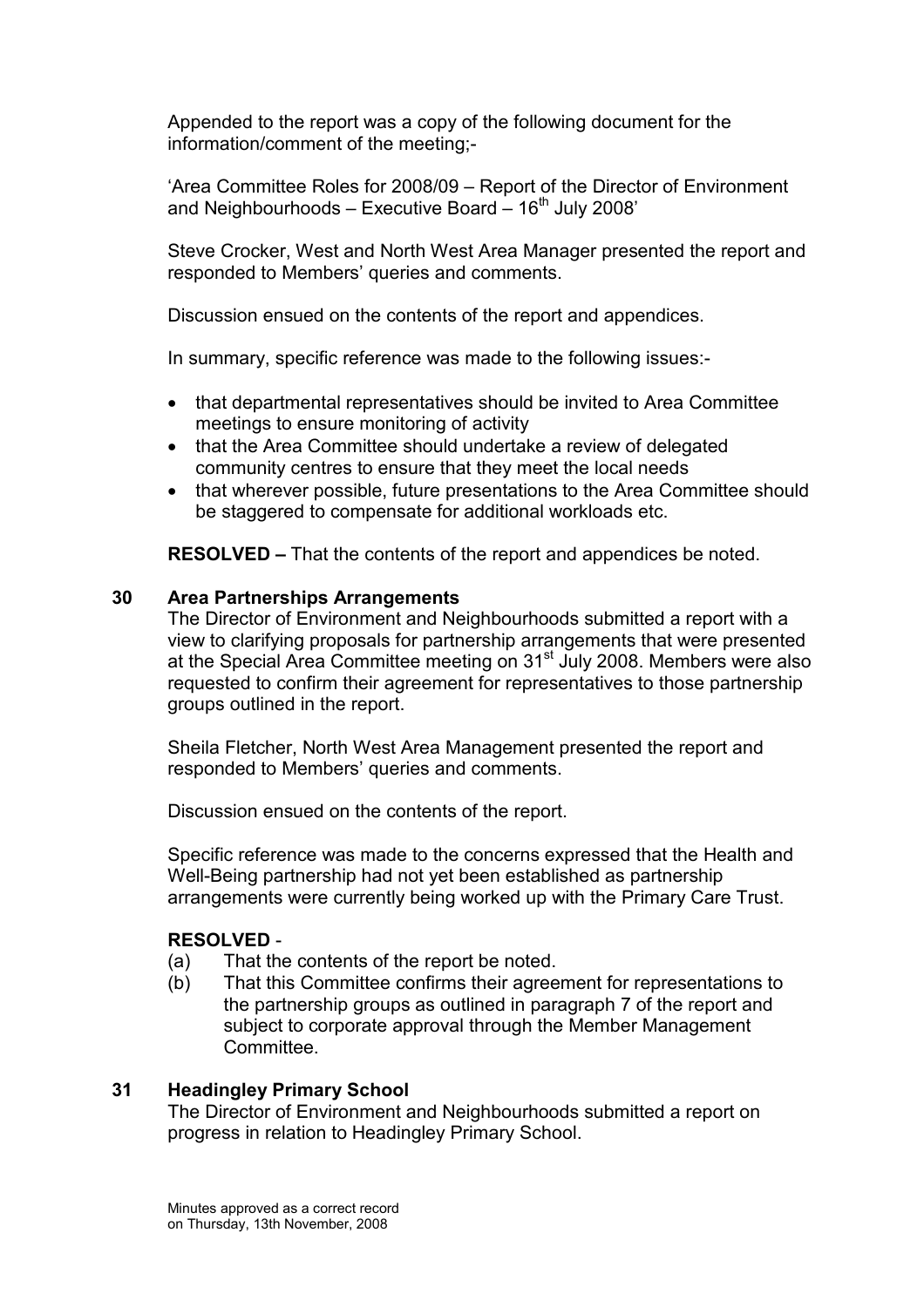Appended to the report was a copy of the following document for the information/comment of the meeting;-

'Area Committee Roles for 2008/09 – Report of the Director of Environment and Neighbourhoods – Executive Board – 16th July 2008'

Steve Crocker, West and North West Area Manager presented the report and responded to Members' queries and comments.

Discussion ensued on the contents of the report and appendices.

In summary, specific reference was made to the following issues:-

- that departmental representatives should be invited to Area Committee meetings to ensure monitoring of activity
- that the Area Committee should undertake a review of delegated community centres to ensure that they meet the local needs
- that wherever possible, future presentations to the Area Committee should be staggered to compensate for additional workloads etc.

**RESOLVED –** That the contents of the report and appendices be noted.

## 30 Area Partnerships Arrangements

The Director of Environment and Neighbourhoods submitted a report with a view to clarifying proposals for partnership arrangements that were presented at the Special Area Committee meeting on 31st July 2008. Members were also requested to confirm their agreement for representatives to those partnership groups outlined in the report.

Sheila Fletcher, North West Area Management presented the report and responded to Members' queries and comments.

Discussion ensued on the contents of the report.

Specific reference was made to the concerns expressed that the Health and Well-Being partnership had not yet been established as partnership arrangements were currently being worked up with the Primary Care Trust.

**RESOLVED** -

(a) That the contents of the report be noted.

(b) That this Committee confirms their agreement for representations to the partnership groups as outlined in paragraph 7 of the report and subject to corporate approval through the Member Management Committee.

## 31 Headingley Primary School

The Director of Environment and Neighbourhoods submitted a report on progress in relation to Headingley Primary School.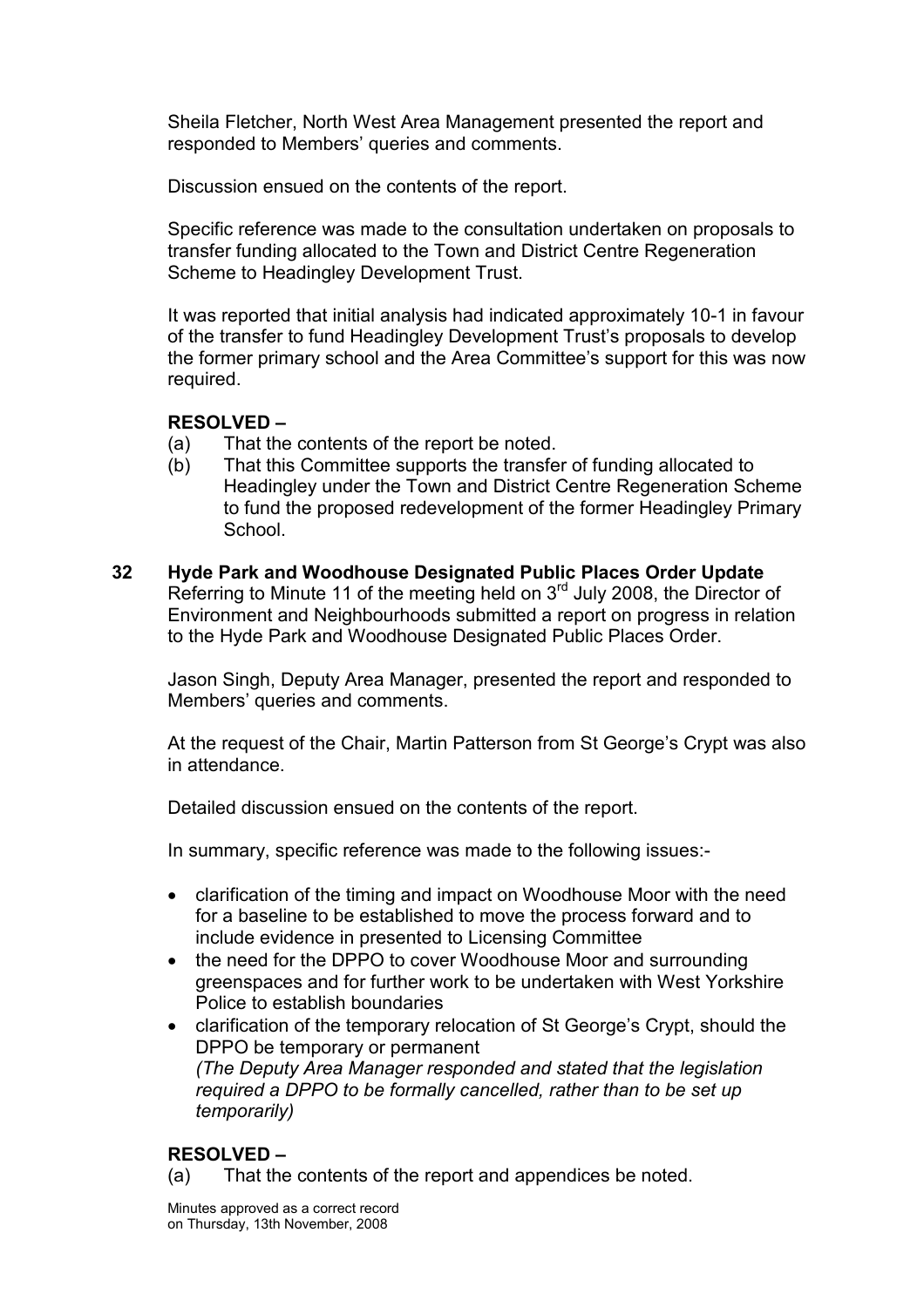Sheila Fletcher, North West Area Management presented the report and responded to Members' queries and comments.

Discussion ensued on the contents of the report.

Specific reference was made to the consultation undertaken on proposals to transfer funding allocated to the Town and District Centre Regeneration Scheme to Headingley Development Trust.

It was reported that initial analysis had indicated approximately 10-1 in favour of the transfer to fund Headingley Development Trust's proposals to develop the former primary school and the Area Committee's support for this was now required.

**RESOLVED –**

(a) That the contents of the report be noted.

(b) That this Committee supports the transfer of funding allocated to Headingley under the Town and District Centre Regeneration Scheme to fund the proposed redevelopment of the former Headingley Primary School.

**32 Hyde Park and Woodhouse Designated Public Places Order Update**

Referring to Minute 11 of the meeting held on 3rd July 2008, the Director of Environment and Neighbourhoods submitted a report on progress in relation to the Hyde Park and Woodhouse Designated Public Places Order.

Jason Singh, Deputy Area Manager, presented the report and responded to Members' queries and comments.

At the request of the Chair, Martin Patterson from St George's Crypt was also in attendance.

Detailed discussion ensued on the contents of the report.

In summary, specific reference was made to the following issues:-

- clarification of the timing and impact on Woodhouse Moor with the need for a baseline to be established to move the process forward and to include evidence in presented to Licensing Committee
- the need for the DPPO to cover Woodhouse Moor and surrounding greenspaces and for further work to be undertaken with West Yorkshire Police to establish boundaries
- clarification of the temporary relocation of St George's Crypt, should the DPPO be temporary or permanent
  *(The Deputy Area Manager responded and stated that the legislation required a DPPO to be formally cancelled, rather than to be set up temporarily)*

**RESOLVED –**

(a) That the contents of the report and appendices be noted.

Minutes approved as a correct record
on Thursday, 13th November, 2008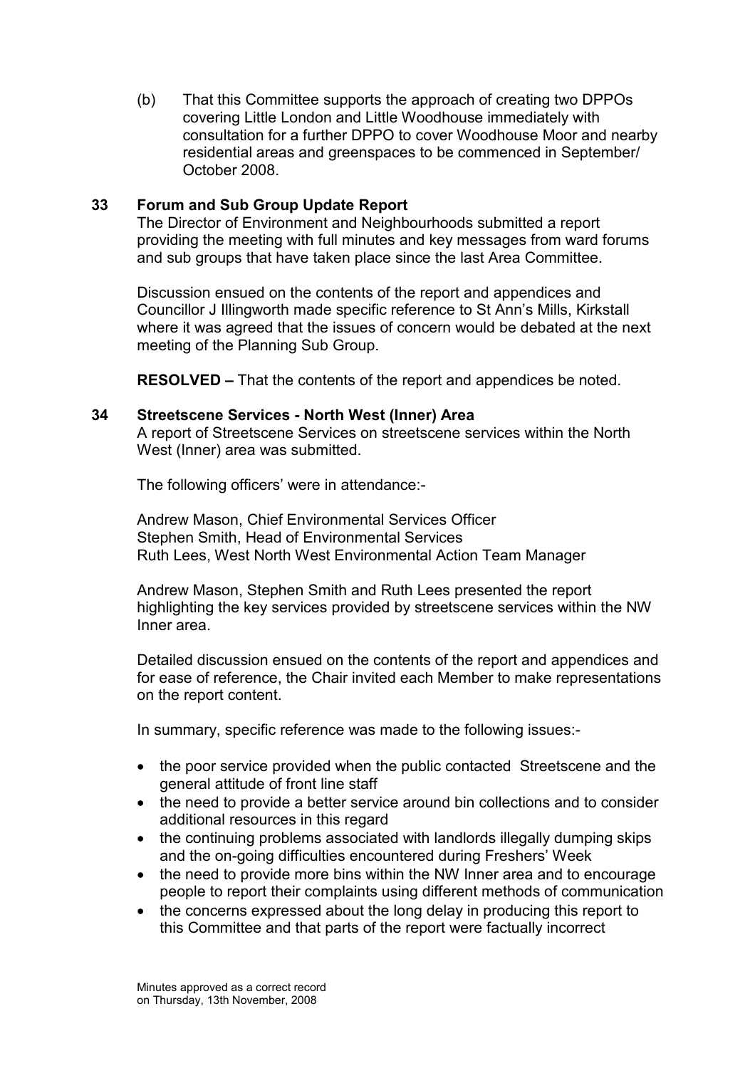(b) That this Committee supports the approach of creating two DPPOs covering Little London and Little Woodhouse immediately with consultation for a further DPPO to cover Woodhouse Moor and nearby residential areas and greenspaces to be commenced in September/ October 2008.

## 33 Forum and Sub Group Update Report

The Director of Environment and Neighbourhoods submitted a report providing the meeting with full minutes and key messages from ward forums and sub groups that have taken place since the last Area Committee.

Discussion ensued on the contents of the report and appendices and Councillor J Illingworth made specific reference to St Ann's Mills, Kirkstall where it was agreed that the issues of concern would be debated at the next meeting of the Planning Sub Group.

**RESOLVED –** That the contents of the report and appendices be noted.

## 34 Streetscene Services - North West (Inner) Area

A report of Streetscene Services on streetscene services within the North West (Inner) area was submitted.

The following officers' were in attendance:-

Andrew Mason, Chief Environmental Services Officer
Stephen Smith, Head of Environmental Services
Ruth Lees, West North West Environmental Action Team Manager

Andrew Mason, Stephen Smith and Ruth Lees presented the report highlighting the key services provided by streetscene services within the NW Inner area.

Detailed discussion ensued on the contents of the report and appendices and for ease of reference, the Chair invited each Member to make representations on the report content.

In summary, specific reference was made to the following issues:-

- the poor service provided when the public contacted Streetscene and the general attitude of front line staff
- the need to provide a better service around bin collections and to consider additional resources in this regard
- the continuing problems associated with landlords illegally dumping skips and the on-going difficulties encountered during Freshers' Week
- the need to provide more bins within the NW Inner area and to encourage people to report their complaints using different methods of communication
- the concerns expressed about the long delay in producing this report to this Committee and that parts of the report were factually incorrect

Minutes approved as a correct record on Thursday, 13th November, 2008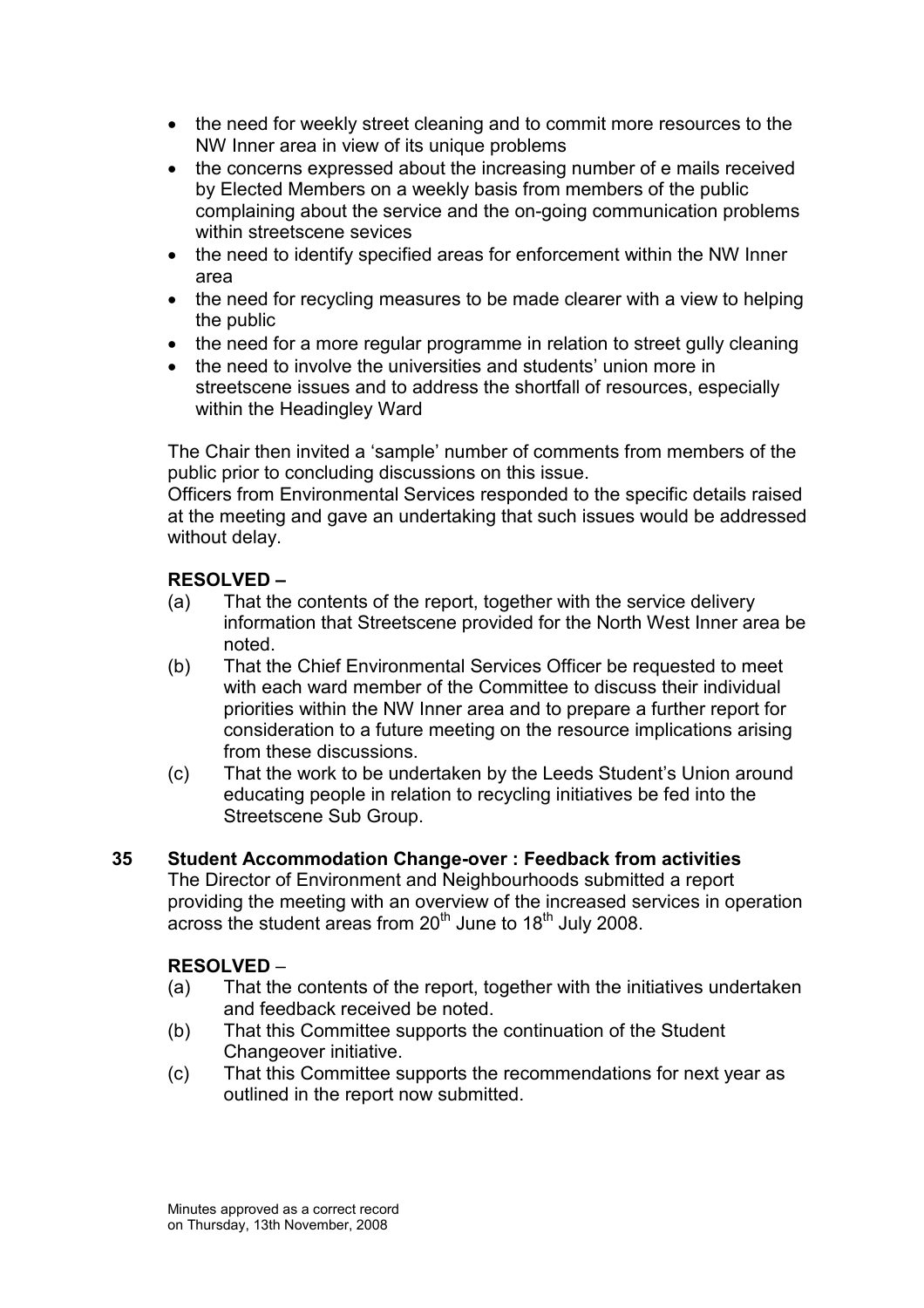- the need for weekly street cleaning and to commit more resources to the NW Inner area in view of its unique problems
- the concerns expressed about the increasing number of e mails received by Elected Members on a weekly basis from members of the public complaining about the service and the on-going communication problems within streetscene sevices
- the need to identify specified areas for enforcement within the NW Inner area
- the need for recycling measures to be made clearer with a view to helping the public
- the need for a more regular programme in relation to street gully cleaning
- the need to involve the universities and students' union more in streetscene issues and to address the shortfall of resources, especially within the Headingley Ward

The Chair then invited a 'sample' number of comments from members of the public prior to concluding discussions on this issue.
Officers from Environmental Services responded to the specific details raised at the meeting and gave an undertaking that such issues would be addressed without delay.

**RESOLVED –**

(a) That the contents of the report, together with the service delivery information that Streetscene provided for the North West Inner area be noted.

(b) That the Chief Environmental Services Officer be requested to meet with each ward member of the Committee to discuss their individual priorities within the NW Inner area and to prepare a further report for consideration to a future meeting on the resource implications arising from these discussions.

(c) That the work to be undertaken by the Leeds Student's Union around educating people in relation to recycling initiatives be fed into the Streetscene Sub Group.

**35 Student Accommodation Change-over : Feedback from activities**

The Director of Environment and Neighbourhoods submitted a report providing the meeting with an overview of the increased services in operation across the student areas from 20th June to 18th July 2008.

**RESOLVED** –

(a) That the contents of the report, together with the initiatives undertaken and feedback received be noted.

(b) That this Committee supports the continuation of the Student Changeover initiative.

(c) That this Committee supports the recommendations for next year as outlined in the report now submitted.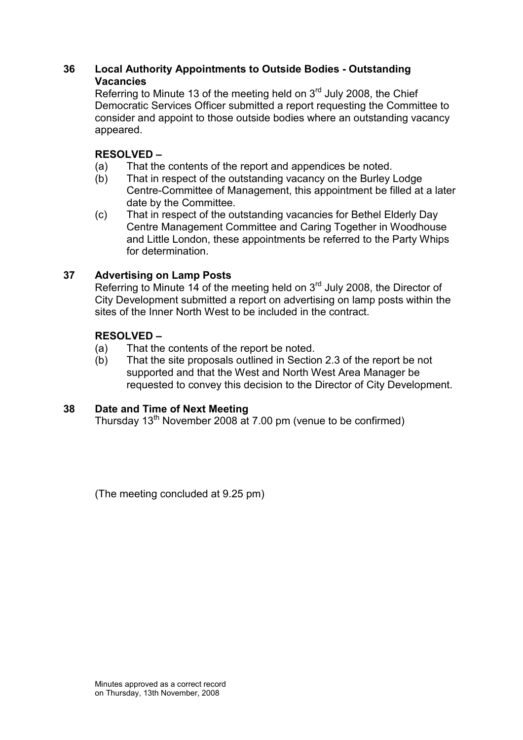## 36 Local Authority Appointments to Outside Bodies - Outstanding Vacancies

Referring to Minute 13 of the meeting held on 3rd July 2008, the Chief Democratic Services Officer submitted a report requesting the Committee to consider and appoint to those outside bodies where an outstanding vacancy appeared.

**RESOLVED –**

(a) That the contents of the report and appendices be noted.

(b) That in respect of the outstanding vacancy on the Burley Lodge Centre-Committee of Management, this appointment be filled at a later date by the Committee.

(c) That in respect of the outstanding vacancies for Bethel Elderly Day Centre Management Committee and Caring Together in Woodhouse and Little London, these appointments be referred to the Party Whips for determination.

## 37 Advertising on Lamp Posts

Referring to Minute 14 of the meeting held on 3rd July 2008, the Director of City Development submitted a report on advertising on lamp posts within the sites of the Inner North West to be included in the contract.

**RESOLVED –**

(a) That the contents of the report be noted.

(b) That the site proposals outlined in Section 2.3 of the report be not supported and that the West and North West Area Manager be requested to convey this decision to the Director of City Development.

## 38 Date and Time of Next Meeting

Thursday 13th November 2008 at 7.00 pm (venue to be confirmed)

(The meeting concluded at 9.25 pm)

Minutes approved as a correct record on Thursday, 13th November, 2008